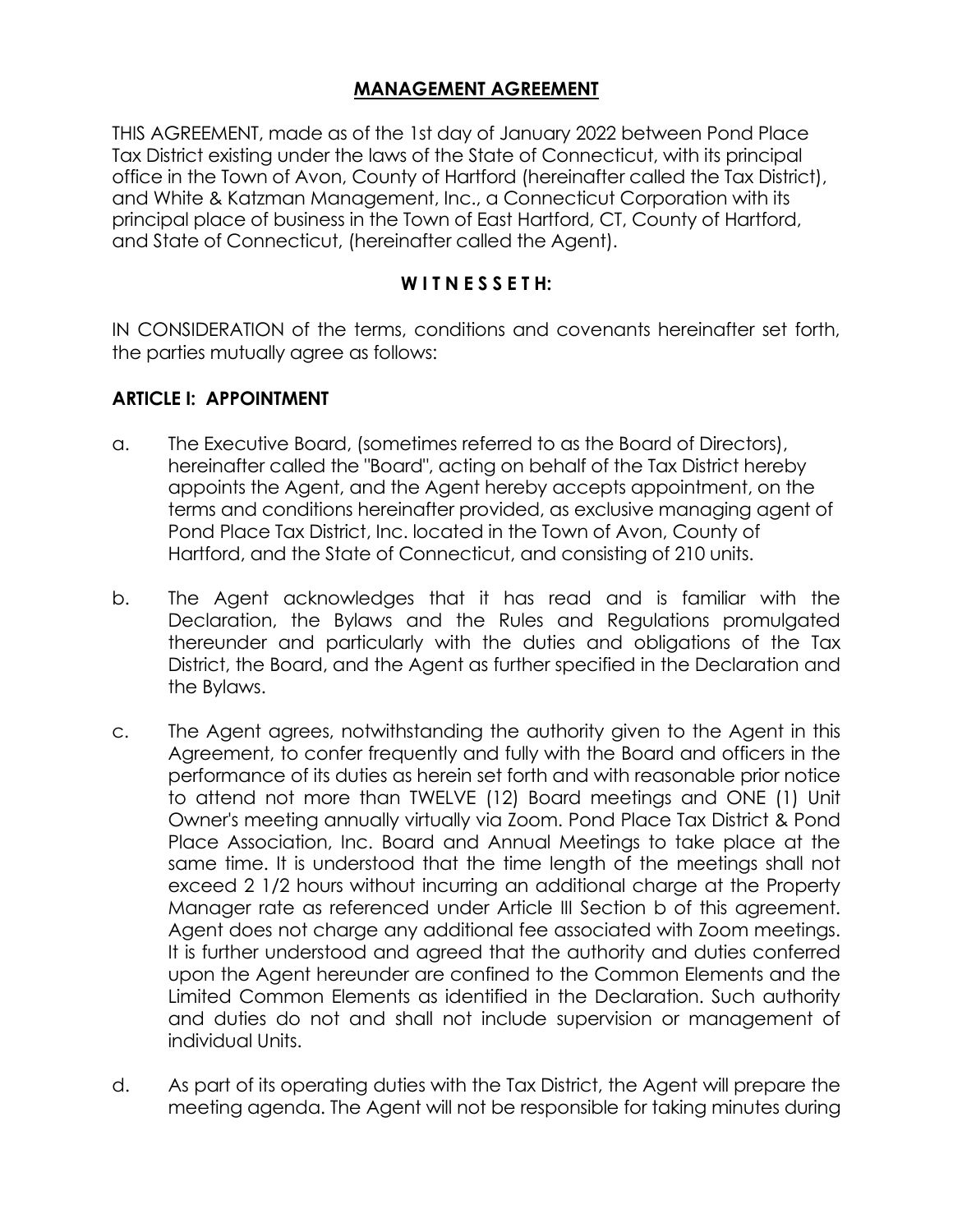# MANAGEMENT AGREEMENT

THIS AGREEMENT, made as of the 1st day of January 2022 between Pond Place Tax District existing under the laws of the State of Connecticut, with its principal office in the Town of Avon, County of Hartford (hereinafter called the Tax District), and White & Katzman Management, Inc., a Connecticut Corporation with its principal place of business in the Town of East Hartford, CT, County of Hartford, and State of Connecticut, (hereinafter called the Agent).

**W I T N E S S E T H:**

IN CONSIDERATION of the terms, conditions and covenants hereinafter set forth, the parties mutually agree as follows:

## ARTICLE I: APPOINTMENT

a. The Executive Board, (sometimes referred to as the Board of Directors), hereinafter called the "Board", acting on behalf of the Tax District hereby appoints the Agent, and the Agent hereby accepts appointment, on the terms and conditions hereinafter provided, as exclusive managing agent of Pond Place Tax District, Inc. located in the Town of Avon, County of Hartford, and the State of Connecticut, and consisting of 210 units.

b. The Agent acknowledges that it has read and is familiar with the Declaration, the Bylaws and the Rules and Regulations promulgated thereunder and particularly with the duties and obligations of the Tax District, the Board, and the Agent as further specified in the Declaration and the Bylaws.

c. The Agent agrees, notwithstanding the authority given to the Agent in this Agreement, to confer frequently and fully with the Board and officers in the performance of its duties as herein set forth and with reasonable prior notice to attend not more than TWELVE (12) Board meetings and ONE (1) Unit Owner's meeting annually virtually via Zoom. Pond Place Tax District & Pond Place Association, Inc. Board and Annual Meetings to take place at the same time. It is understood that the time length of the meetings shall not exceed 2 1/2 hours without incurring an additional charge at the Property Manager rate as referenced under Article III Section b of this agreement. Agent does not charge any additional fee associated with Zoom meetings. It is further understood and agreed that the authority and duties conferred upon the Agent hereunder are confined to the Common Elements and the Limited Common Elements as identified in the Declaration. Such authority and duties do not and shall not include supervision or management of individual Units.

d. As part of its operating duties with the Tax District, the Agent will prepare the meeting agenda. The Agent will not be responsible for taking minutes during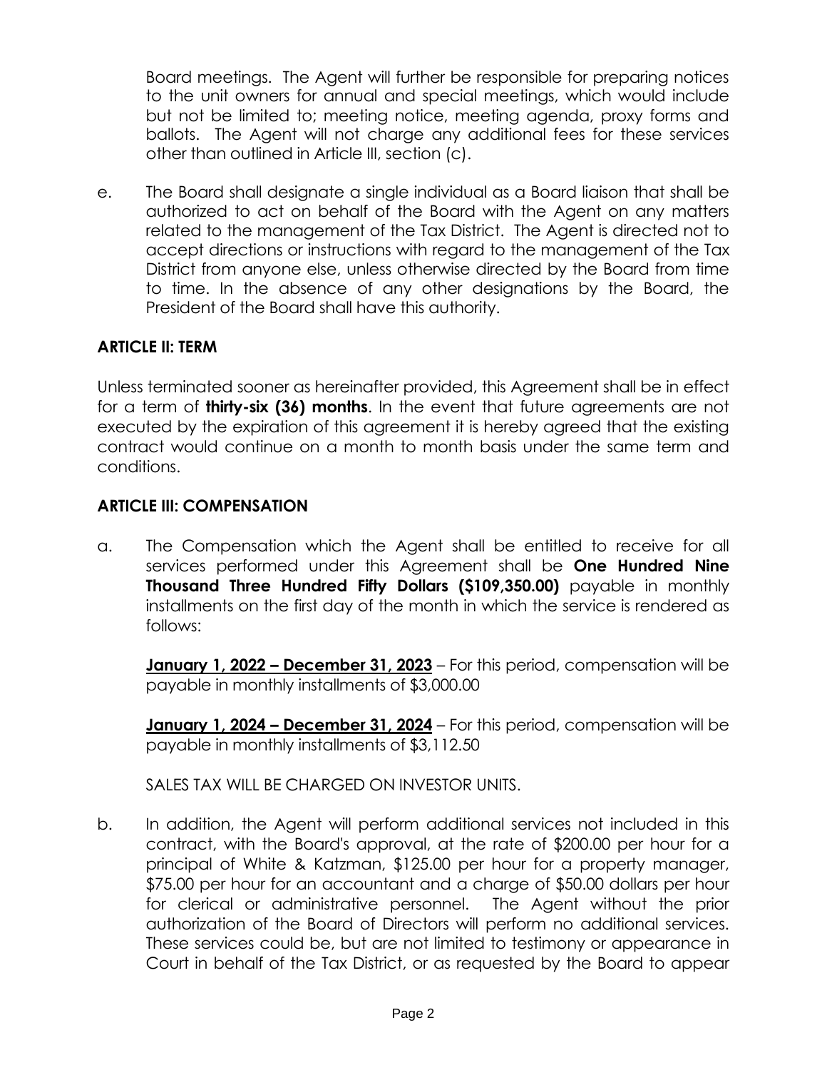Board meetings. The Agent will further be responsible for preparing notices to the unit owners for annual and special meetings, which would include but not be limited to; meeting notice, meeting agenda, proxy forms and ballots. The Agent will not charge any additional fees for these services other than outlined in Article III, section (c).

e. The Board shall designate a single individual as a Board liaison that shall be authorized to act on behalf of the Board with the Agent on any matters related to the management of the Tax District. The Agent is directed not to accept directions or instructions with regard to the management of the Tax District from anyone else, unless otherwise directed by the Board from time to time. In the absence of any other designations by the Board, the President of the Board shall have this authority.

**ARTICLE II: TERM**

Unless terminated sooner as hereinafter provided, this Agreement shall be in effect for a term of **thirty-six (36) months**. In the event that future agreements are not executed by the expiration of this agreement it is hereby agreed that the existing contract would continue on a month to month basis under the same term and conditions.

**ARTICLE III: COMPENSATION**

a. The Compensation which the Agent shall be entitled to receive for all services performed under this Agreement shall be **One Hundred Nine Thousand Three Hundred Fifty Dollars ($109,350.00)** payable in monthly installments on the first day of the month in which the service is rendered as follows:

**January 1, 2022 – December 31, 2023** – For this period, compensation will be payable in monthly installments of $3,000.00

**January 1, 2024 – December 31, 2024** – For this period, compensation will be payable in monthly installments of $3,112.50

SALES TAX WILL BE CHARGED ON INVESTOR UNITS.

b. In addition, the Agent will perform additional services not included in this contract, with the Board's approval, at the rate of $200.00 per hour for a principal of White & Katzman, $125.00 per hour for a property manager, $75.00 per hour for an accountant and a charge of $50.00 dollars per hour for clerical or administrative personnel. The Agent without the prior authorization of the Board of Directors will perform no additional services. These services could be, but are not limited to testimony or appearance in Court in behalf of the Tax District, or as requested by the Board to appear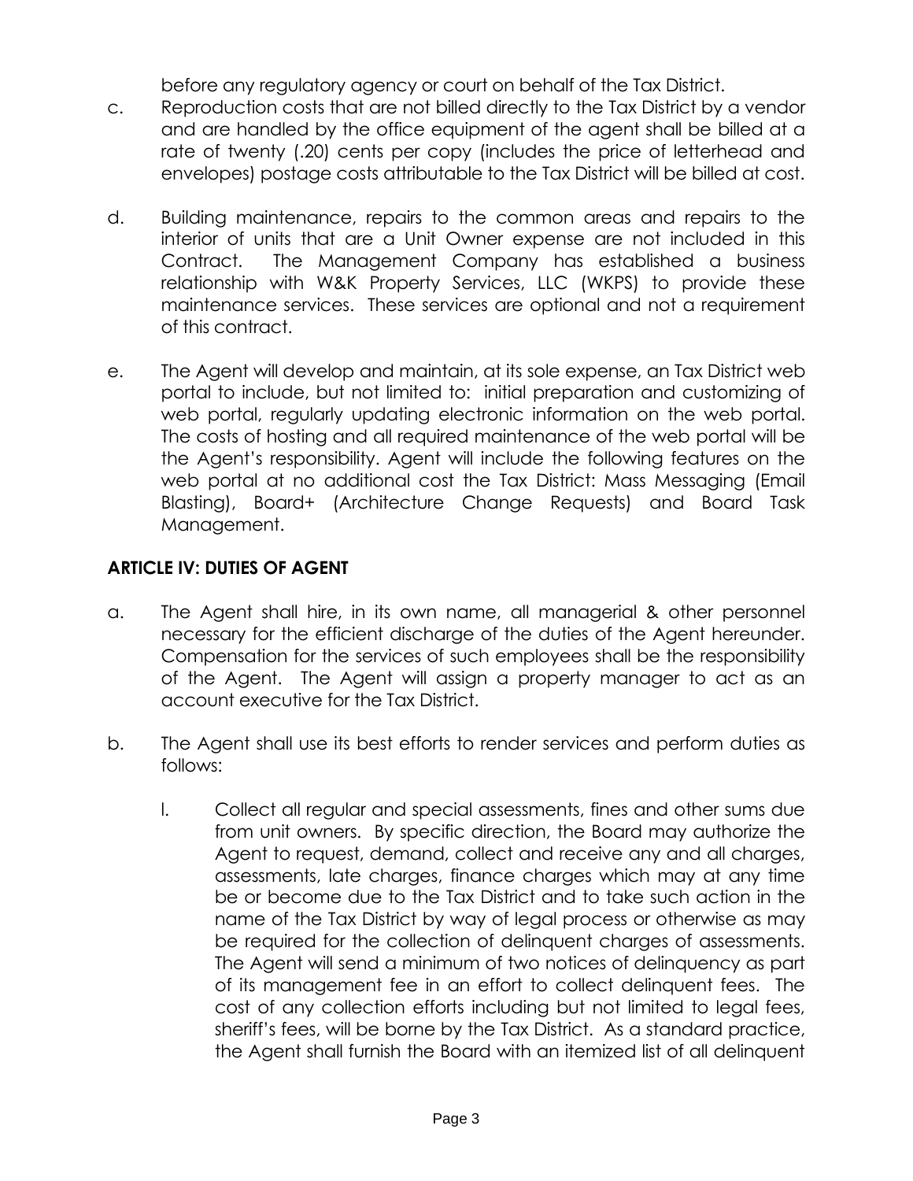before any regulatory agency or court on behalf of the Tax District.

c. Reproduction costs that are not billed directly to the Tax District by a vendor and are handled by the office equipment of the agent shall be billed at a rate of twenty (.20) cents per copy (includes the price of letterhead and envelopes) postage costs attributable to the Tax District will be billed at cost.

d. Building maintenance, repairs to the common areas and repairs to the interior of units that are a Unit Owner expense are not included in this Contract. The Management Company has established a business relationship with W&K Property Services, LLC (WKPS) to provide these maintenance services. These services are optional and not a requirement of this contract.

e. The Agent will develop and maintain, at its sole expense, an Tax District web portal to include, but not limited to: initial preparation and customizing of web portal, regularly updating electronic information on the web portal. The costs of hosting and all required maintenance of the web portal will be the Agent's responsibility. Agent will include the following features on the web portal at no additional cost the Tax District: Mass Messaging (Email Blasting), Board+ (Architecture Change Requests) and Board Task Management.

## ARTICLE IV: DUTIES OF AGENT

a. The Agent shall hire, in its own name, all managerial & other personnel necessary for the efficient discharge of the duties of the Agent hereunder. Compensation for the services of such employees shall be the responsibility of the Agent. The Agent will assign a property manager to act as an account executive for the Tax District.

b. The Agent shall use its best efforts to render services and perform duties as follows:

   I. Collect all regular and special assessments, fines and other sums due from unit owners. By specific direction, the Board may authorize the Agent to request, demand, collect and receive any and all charges, assessments, late charges, finance charges which may at any time be or become due to the Tax District and to take such action in the name of the Tax District by way of legal process or otherwise as may be required for the collection of delinquent charges of assessments. The Agent will send a minimum of two notices of delinquency as part of its management fee in an effort to collect delinquent fees. The cost of any collection efforts including but not limited to legal fees, sheriff's fees, will be borne by the Tax District. As a standard practice, the Agent shall furnish the Board with an itemized list of all delinquent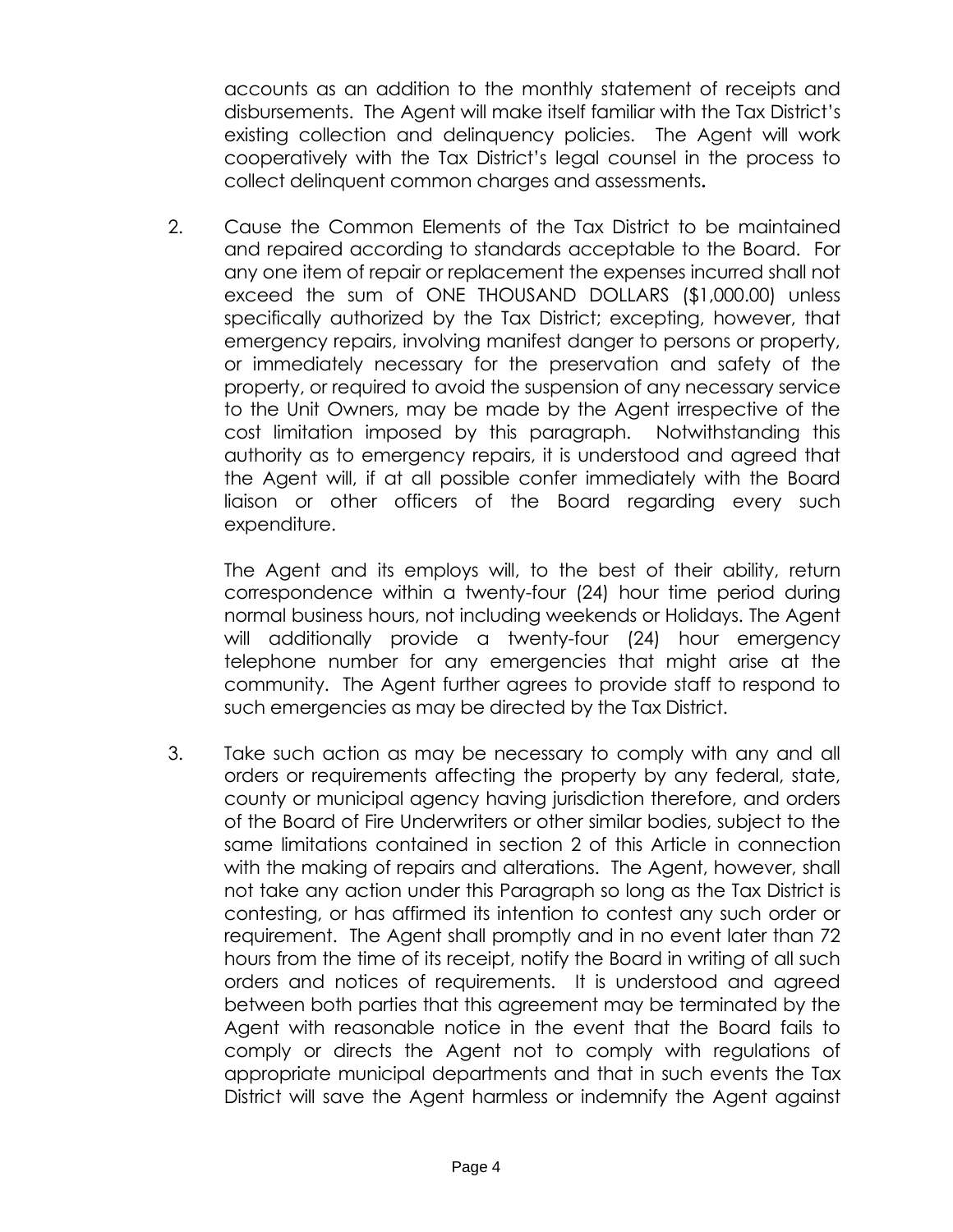accounts as an addition to the monthly statement of receipts and disbursements. The Agent will make itself familiar with the Tax District's existing collection and delinquency policies. The Agent will work cooperatively with the Tax District's legal counsel in the process to collect delinquent common charges and assessments**.**

2. Cause the Common Elements of the Tax District to be maintained and repaired according to standards acceptable to the Board. For any one item of repair or replacement the expenses incurred shall not exceed the sum of ONE THOUSAND DOLLARS ($1,000.00) unless specifically authorized by the Tax District; excepting, however, that emergency repairs, involving manifest danger to persons or property, or immediately necessary for the preservation and safety of the property, or required to avoid the suspension of any necessary service to the Unit Owners, may be made by the Agent irrespective of the cost limitation imposed by this paragraph. Notwithstanding this authority as to emergency repairs, it is understood and agreed that the Agent will, if at all possible confer immediately with the Board liaison or other officers of the Board regarding every such expenditure.

   The Agent and its employs will, to the best of their ability, return correspondence within a twenty-four (24) hour time period during normal business hours, not including weekends or Holidays. The Agent will additionally provide a twenty-four (24) hour emergency telephone number for any emergencies that might arise at the community. The Agent further agrees to provide staff to respond to such emergencies as may be directed by the Tax District.

3. Take such action as may be necessary to comply with any and all orders or requirements affecting the property by any federal, state, county or municipal agency having jurisdiction therefore, and orders of the Board of Fire Underwriters or other similar bodies, subject to the same limitations contained in section 2 of this Article in connection with the making of repairs and alterations. The Agent, however, shall not take any action under this Paragraph so long as the Tax District is contesting, or has affirmed its intention to contest any such order or requirement. The Agent shall promptly and in no event later than 72 hours from the time of its receipt, notify the Board in writing of all such orders and notices of requirements. It is understood and agreed between both parties that this agreement may be terminated by the Agent with reasonable notice in the event that the Board fails to comply or directs the Agent not to comply with regulations of appropriate municipal departments and that in such events the Tax District will save the Agent harmless or indemnify the Agent against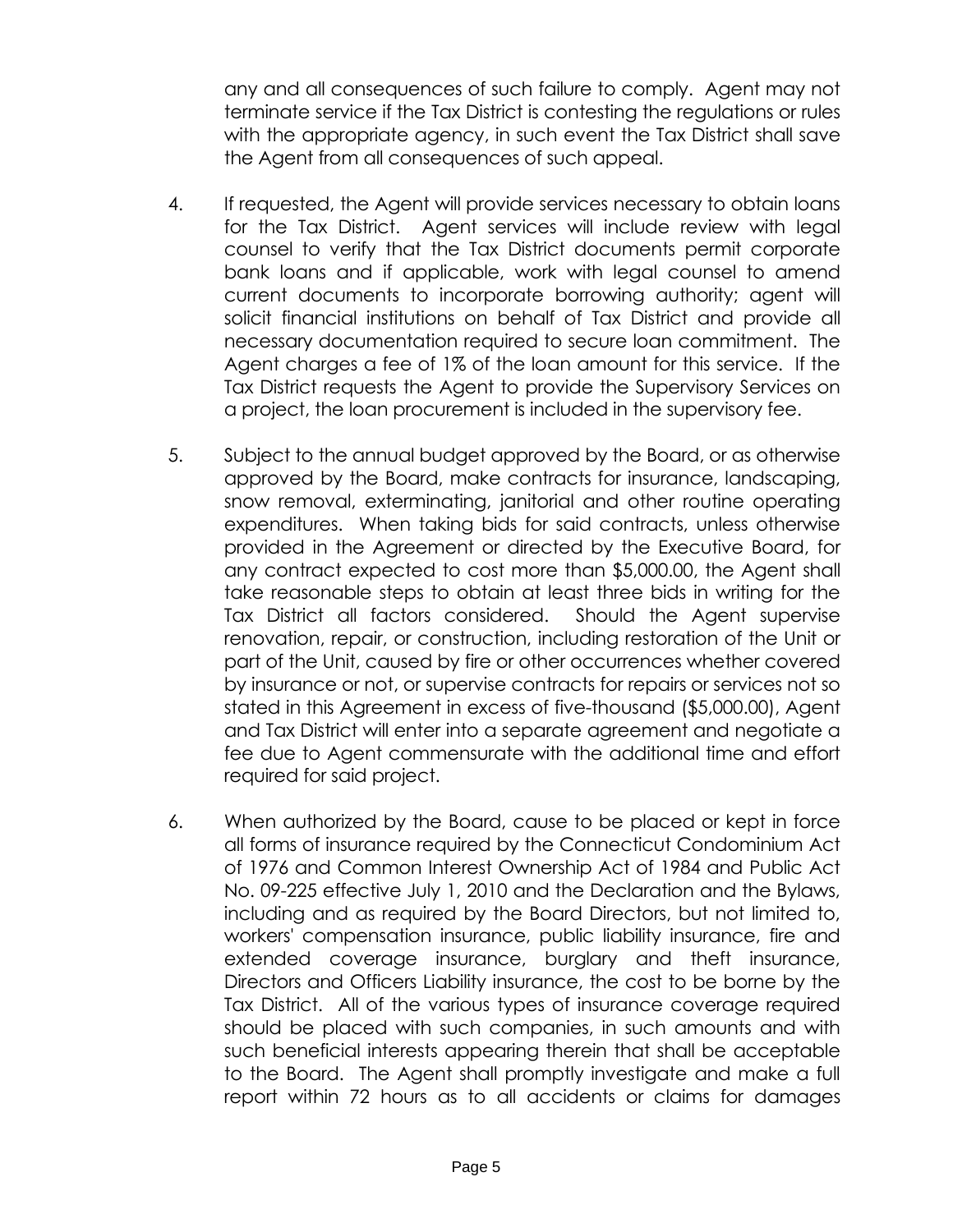any and all consequences of such failure to comply. Agent may not terminate service if the Tax District is contesting the regulations or rules with the appropriate agency, in such event the Tax District shall save the Agent from all consequences of such appeal.

4. If requested, the Agent will provide services necessary to obtain loans for the Tax District. Agent services will include review with legal counsel to verify that the Tax District documents permit corporate bank loans and if applicable, work with legal counsel to amend current documents to incorporate borrowing authority; agent will solicit financial institutions on behalf of Tax District and provide all necessary documentation required to secure loan commitment. The Agent charges a fee of 1% of the loan amount for this service. If the Tax District requests the Agent to provide the Supervisory Services on a project, the loan procurement is included in the supervisory fee.

5. Subject to the annual budget approved by the Board, or as otherwise approved by the Board, make contracts for insurance, landscaping, snow removal, exterminating, janitorial and other routine operating expenditures. When taking bids for said contracts, unless otherwise provided in the Agreement or directed by the Executive Board, for any contract expected to cost more than $5,000.00, the Agent shall take reasonable steps to obtain at least three bids in writing for the Tax District all factors considered. Should the Agent supervise renovation, repair, or construction, including restoration of the Unit or part of the Unit, caused by fire or other occurrences whether covered by insurance or not, or supervise contracts for repairs or services not so stated in this Agreement in excess of five-thousand ($5,000.00), Agent and Tax District will enter into a separate agreement and negotiate a fee due to Agent commensurate with the additional time and effort required for said project.

6. When authorized by the Board, cause to be placed or kept in force all forms of insurance required by the Connecticut Condominium Act of 1976 and Common Interest Ownership Act of 1984 and Public Act No. 09-225 effective July 1, 2010 and the Declaration and the Bylaws, including and as required by the Board Directors, but not limited to, workers' compensation insurance, public liability insurance, fire and extended coverage insurance, burglary and theft insurance, Directors and Officers Liability insurance, the cost to be borne by the Tax District. All of the various types of insurance coverage required should be placed with such companies, in such amounts and with such beneficial interests appearing therein that shall be acceptable to the Board. The Agent shall promptly investigate and make a full report within 72 hours as to all accidents or claims for damages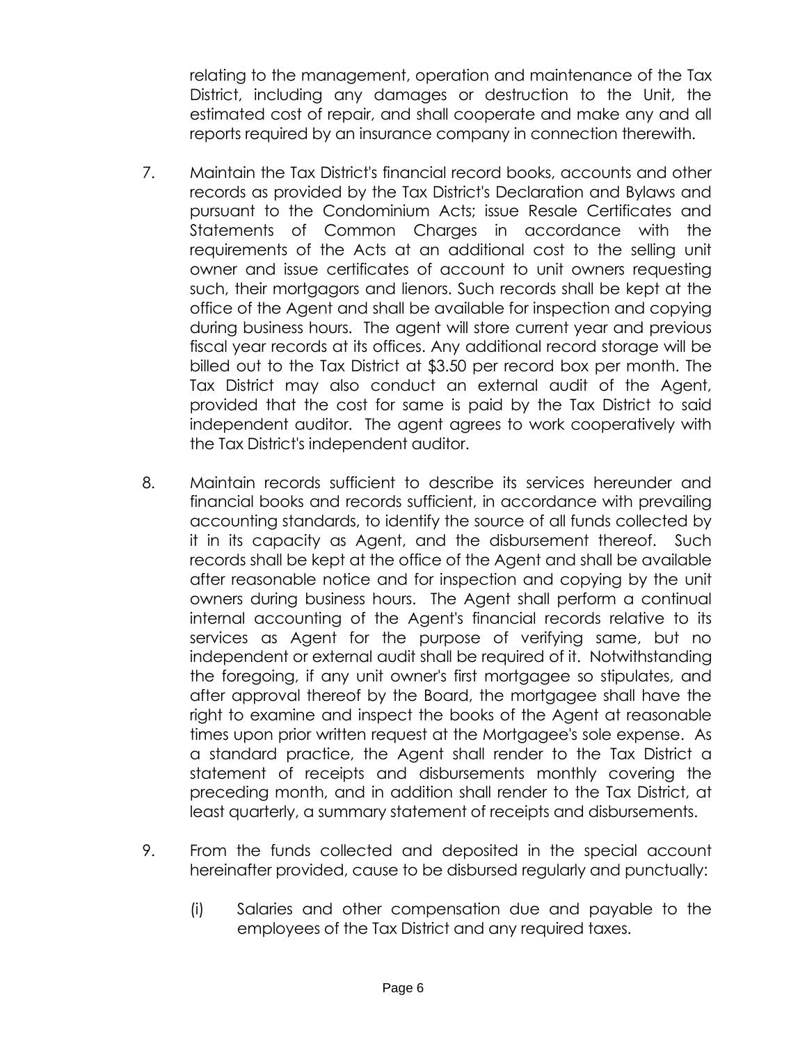relating to the management, operation and maintenance of the Tax District, including any damages or destruction to the Unit, the estimated cost of repair, and shall cooperate and make any and all reports required by an insurance company in connection therewith.

7. Maintain the Tax District's financial record books, accounts and other records as provided by the Tax District's Declaration and Bylaws and pursuant to the Condominium Acts; issue Resale Certificates and Statements of Common Charges in accordance with the requirements of the Acts at an additional cost to the selling unit owner and issue certificates of account to unit owners requesting such, their mortgagors and lienors. Such records shall be kept at the office of the Agent and shall be available for inspection and copying during business hours. The agent will store current year and previous fiscal year records at its offices. Any additional record storage will be billed out to the Tax District at $3.50 per record box per month. The Tax District may also conduct an external audit of the Agent, provided that the cost for same is paid by the Tax District to said independent auditor. The agent agrees to work cooperatively with the Tax District's independent auditor.

8. Maintain records sufficient to describe its services hereunder and financial books and records sufficient, in accordance with prevailing accounting standards, to identify the source of all funds collected by it in its capacity as Agent, and the disbursement thereof. Such records shall be kept at the office of the Agent and shall be available after reasonable notice and for inspection and copying by the unit owners during business hours. The Agent shall perform a continual internal accounting of the Agent's financial records relative to its services as Agent for the purpose of verifying same, but no independent or external audit shall be required of it. Notwithstanding the foregoing, if any unit owner's first mortgagee so stipulates, and after approval thereof by the Board, the mortgagee shall have the right to examine and inspect the books of the Agent at reasonable times upon prior written request at the Mortgagee's sole expense. As a standard practice, the Agent shall render to the Tax District a statement of receipts and disbursements monthly covering the preceding month, and in addition shall render to the Tax District, at least quarterly, a summary statement of receipts and disbursements.

9. From the funds collected and deposited in the special account hereinafter provided, cause to be disbursed regularly and punctually:

    (i) Salaries and other compensation due and payable to the employees of the Tax District and any required taxes.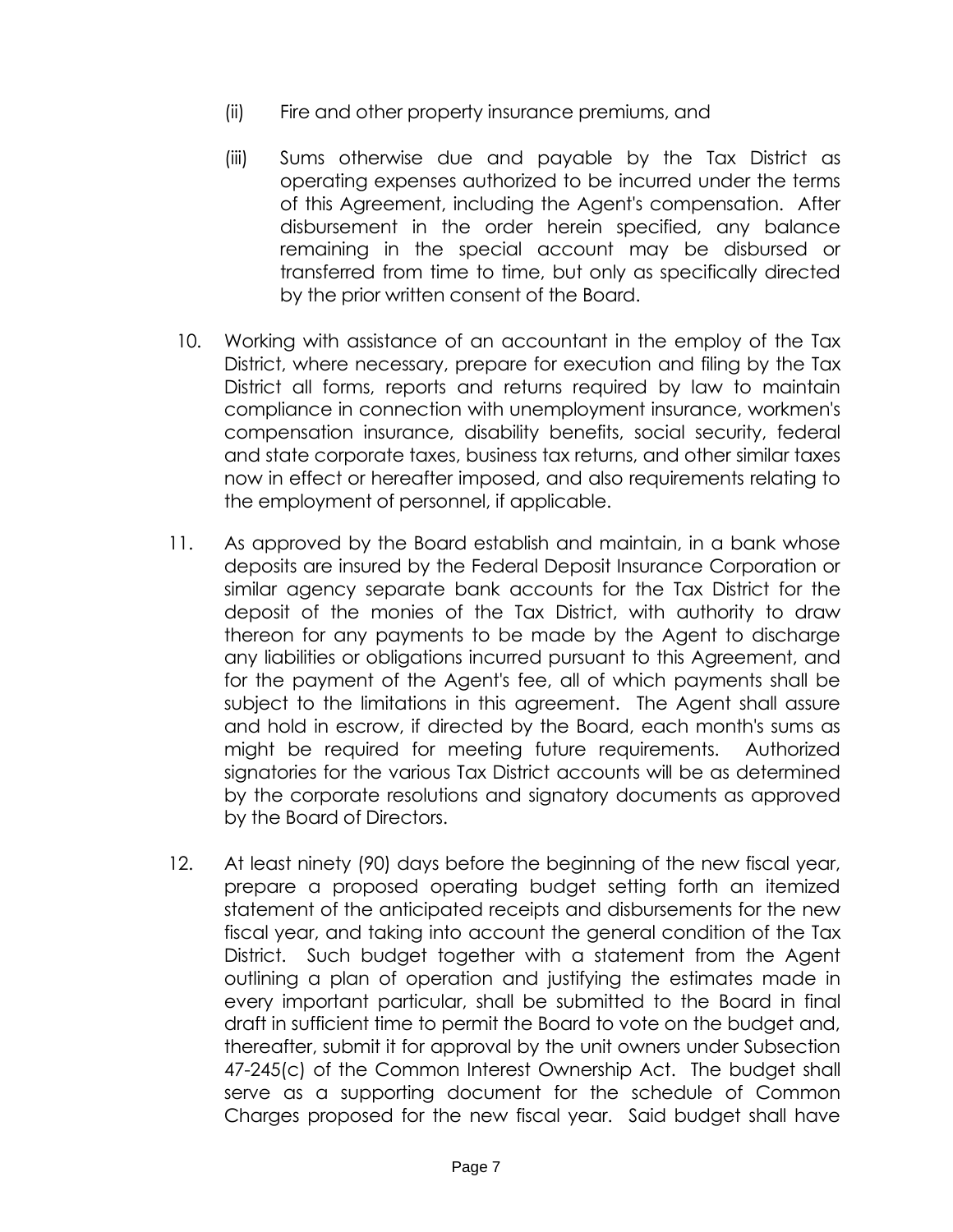(ii) Fire and other property insurance premiums, and

(iii) Sums otherwise due and payable by the Tax District as operating expenses authorized to be incurred under the terms of this Agreement, including the Agent's compensation. After disbursement in the order herein specified, any balance remaining in the special account may be disbursed or transferred from time to time, but only as specifically directed by the prior written consent of the Board.

10. Working with assistance of an accountant in the employ of the Tax District, where necessary, prepare for execution and filing by the Tax District all forms, reports and returns required by law to maintain compliance in connection with unemployment insurance, workmen's compensation insurance, disability benefits, social security, federal and state corporate taxes, business tax returns, and other similar taxes now in effect or hereafter imposed, and also requirements relating to the employment of personnel, if applicable.

11. As approved by the Board establish and maintain, in a bank whose deposits are insured by the Federal Deposit Insurance Corporation or similar agency separate bank accounts for the Tax District for the deposit of the monies of the Tax District, with authority to draw thereon for any payments to be made by the Agent to discharge any liabilities or obligations incurred pursuant to this Agreement, and for the payment of the Agent's fee, all of which payments shall be subject to the limitations in this agreement. The Agent shall assure and hold in escrow, if directed by the Board, each month's sums as might be required for meeting future requirements. Authorized signatories for the various Tax District accounts will be as determined by the corporate resolutions and signatory documents as approved by the Board of Directors.

12. At least ninety (90) days before the beginning of the new fiscal year, prepare a proposed operating budget setting forth an itemized statement of the anticipated receipts and disbursements for the new fiscal year, and taking into account the general condition of the Tax District. Such budget together with a statement from the Agent outlining a plan of operation and justifying the estimates made in every important particular, shall be submitted to the Board in final draft in sufficient time to permit the Board to vote on the budget and, thereafter, submit it for approval by the unit owners under Subsection 47-245(c) of the Common Interest Ownership Act. The budget shall serve as a supporting document for the schedule of Common Charges proposed for the new fiscal year. Said budget shall have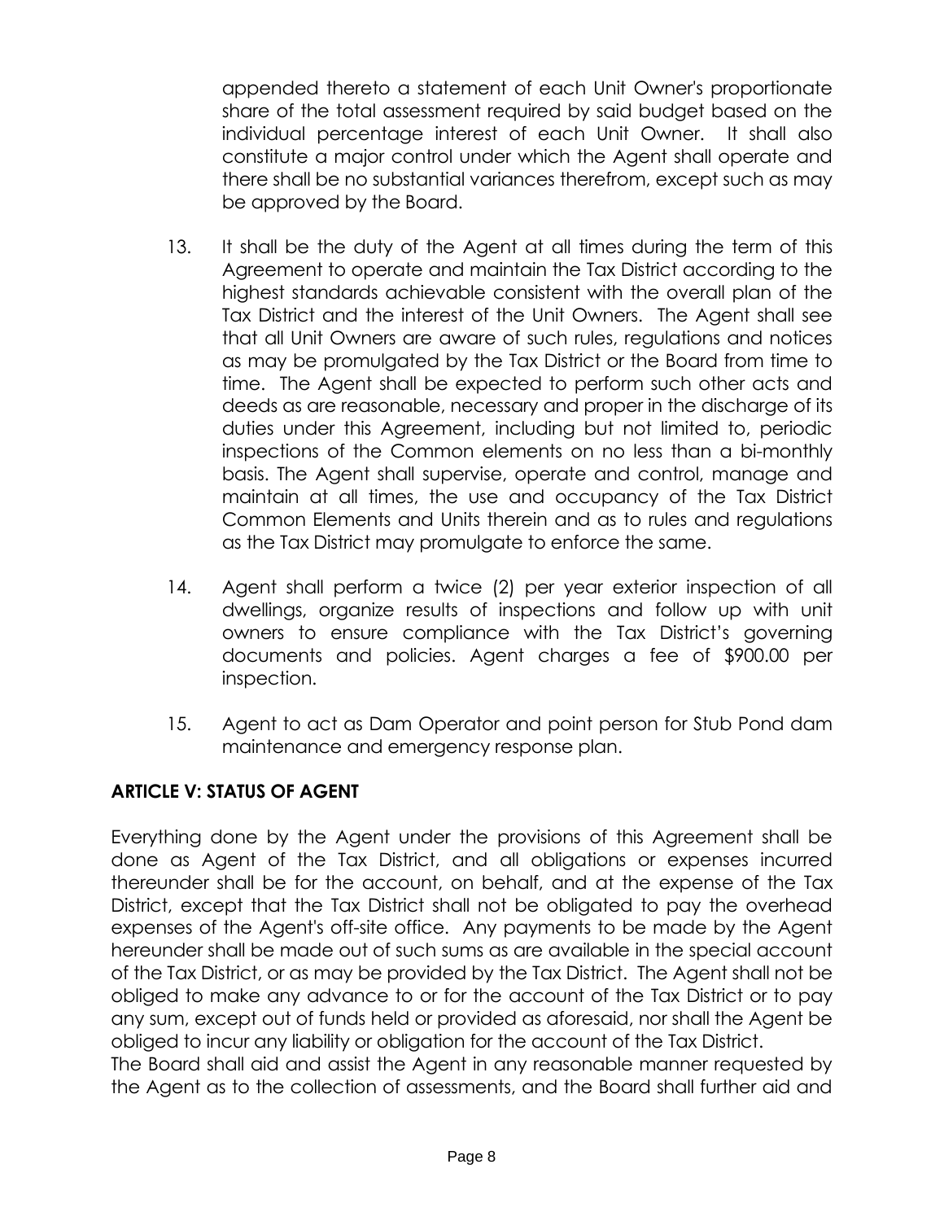appended thereto a statement of each Unit Owner's proportionate share of the total assessment required by said budget based on the individual percentage interest of each Unit Owner. It shall also constitute a major control under which the Agent shall operate and there shall be no substantial variances therefrom, except such as may be approved by the Board.

13. It shall be the duty of the Agent at all times during the term of this Agreement to operate and maintain the Tax District according to the highest standards achievable consistent with the overall plan of the Tax District and the interest of the Unit Owners. The Agent shall see that all Unit Owners are aware of such rules, regulations and notices as may be promulgated by the Tax District or the Board from time to time. The Agent shall be expected to perform such other acts and deeds as are reasonable, necessary and proper in the discharge of its duties under this Agreement, including but not limited to, periodic inspections of the Common elements on no less than a bi-monthly basis. The Agent shall supervise, operate and control, manage and maintain at all times, the use and occupancy of the Tax District Common Elements and Units therein and as to rules and regulations as the Tax District may promulgate to enforce the same.

14. Agent shall perform a twice (2) per year exterior inspection of all dwellings, organize results of inspections and follow up with unit owners to ensure compliance with the Tax District's governing documents and policies. Agent charges a fee of $900.00 per inspection.

15. Agent to act as Dam Operator and point person for Stub Pond dam maintenance and emergency response plan.

## ARTICLE V: STATUS OF AGENT

Everything done by the Agent under the provisions of this Agreement shall be done as Agent of the Tax District, and all obligations or expenses incurred thereunder shall be for the account, on behalf, and at the expense of the Tax District, except that the Tax District shall not be obligated to pay the overhead expenses of the Agent's off-site office. Any payments to be made by the Agent hereunder shall be made out of such sums as are available in the special account of the Tax District, or as may be provided by the Tax District. The Agent shall not be obliged to make any advance to or for the account of the Tax District or to pay any sum, except out of funds held or provided as aforesaid, nor shall the Agent be obliged to incur any liability or obligation for the account of the Tax District.
The Board shall aid and assist the Agent in any reasonable manner requested by the Agent as to the collection of assessments, and the Board shall further aid and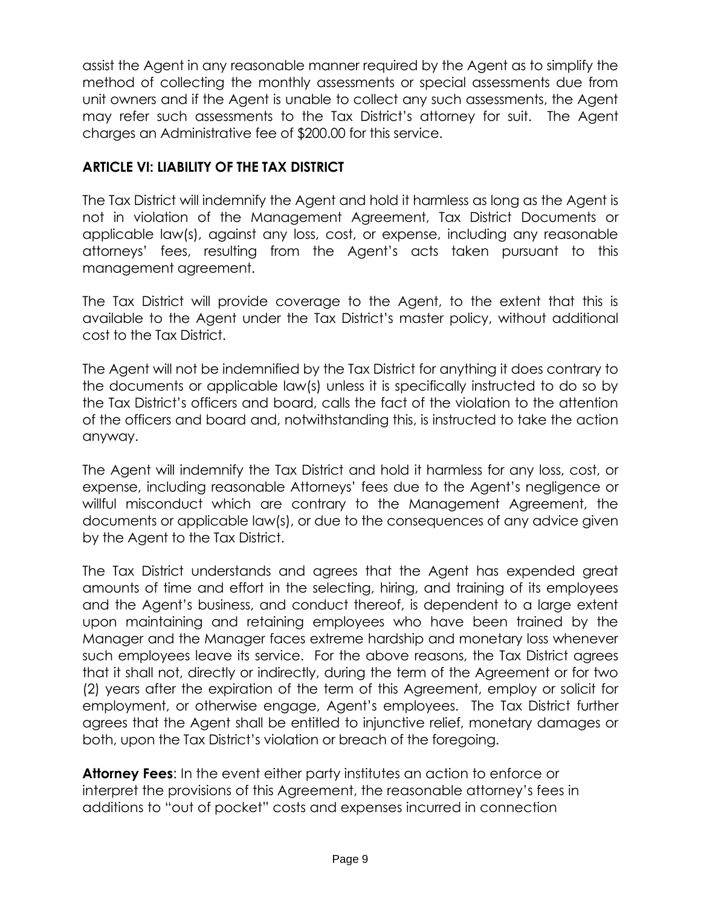assist the Agent in any reasonable manner required by the Agent as to simplify the method of collecting the monthly assessments or special assessments due from unit owners and if the Agent is unable to collect any such assessments, the Agent may refer such assessments to the Tax District's attorney for suit. The Agent charges an Administrative fee of $200.00 for this service.

## ARTICLE VI: LIABILITY OF THE TAX DISTRICT

The Tax District will indemnify the Agent and hold it harmless as long as the Agent is not in violation of the Management Agreement, Tax District Documents or applicable law(s), against any loss, cost, or expense, including any reasonable attorneys' fees, resulting from the Agent's acts taken pursuant to this management agreement.

The Tax District will provide coverage to the Agent, to the extent that this is available to the Agent under the Tax District's master policy, without additional cost to the Tax District.

The Agent will not be indemnified by the Tax District for anything it does contrary to the documents or applicable law(s) unless it is specifically instructed to do so by the Tax District's officers and board, calls the fact of the violation to the attention of the officers and board and, notwithstanding this, is instructed to take the action anyway.

The Agent will indemnify the Tax District and hold it harmless for any loss, cost, or expense, including reasonable Attorneys' fees due to the Agent's negligence or willful misconduct which are contrary to the Management Agreement, the documents or applicable law(s), or due to the consequences of any advice given by the Agent to the Tax District.

The Tax District understands and agrees that the Agent has expended great amounts of time and effort in the selecting, hiring, and training of its employees and the Agent's business, and conduct thereof, is dependent to a large extent upon maintaining and retaining employees who have been trained by the Manager and the Manager faces extreme hardship and monetary loss whenever such employees leave its service. For the above reasons, the Tax District agrees that it shall not, directly or indirectly, during the term of the Agreement or for two (2) years after the expiration of the term of this Agreement, employ or solicit for employment, or otherwise engage, Agent's employees. The Tax District further agrees that the Agent shall be entitled to injunctive relief, monetary damages or both, upon the Tax District's violation or breach of the foregoing.

**Attorney Fees**: In the event either party institutes an action to enforce or interpret the provisions of this Agreement, the reasonable attorney's fees in additions to "out of pocket" costs and expenses incurred in connection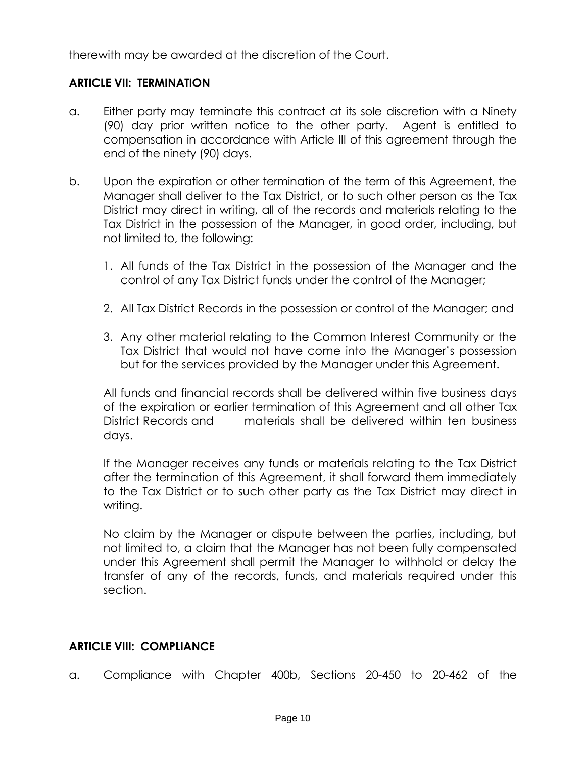therewith may be awarded at the discretion of the Court.

**ARTICLE VII: TERMINATION**

a. Either party may terminate this contract at its sole discretion with a Ninety (90) day prior written notice to the other party. Agent is entitled to compensation in accordance with Article III of this agreement through the end of the ninety (90) days.

b. Upon the expiration or other termination of the term of this Agreement, the Manager shall deliver to the Tax District, or to such other person as the Tax District may direct in writing, all of the records and materials relating to the Tax District in the possession of the Manager, in good order, including, but not limited to, the following:

   1. All funds of the Tax District in the possession of the Manager and the control of any Tax District funds under the control of the Manager;

   2. All Tax District Records in the possession or control of the Manager; and

   3. Any other material relating to the Common Interest Community or the Tax District that would not have come into the Manager's possession but for the services provided by the Manager under this Agreement.

   All funds and financial records shall be delivered within five business days of the expiration or earlier termination of this Agreement and all other Tax District Records and materials shall be delivered within ten business days.

   If the Manager receives any funds or materials relating to the Tax District after the termination of this Agreement, it shall forward them immediately to the Tax District or to such other party as the Tax District may direct in writing.

   No claim by the Manager or dispute between the parties, including, but not limited to, a claim that the Manager has not been fully compensated under this Agreement shall permit the Manager to withhold or delay the transfer of any of the records, funds, and materials required under this section.

**ARTICLE VIII: COMPLIANCE**

a. Compliance with Chapter 400b, Sections 20-450 to 20-462 of the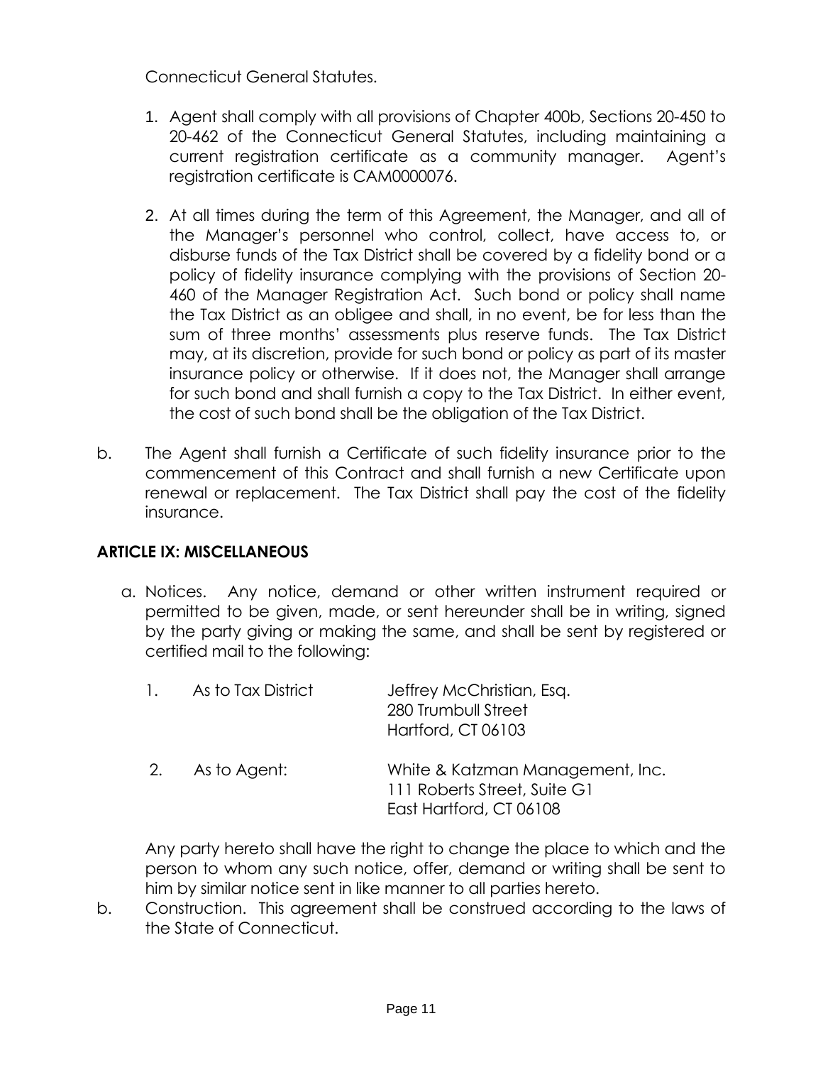Connecticut General Statutes.

1. Agent shall comply with all provisions of Chapter 400b, Sections 20-450 to 20-462 of the Connecticut General Statutes, including maintaining a current registration certificate as a community manager. Agent's registration certificate is CAM0000076.

2. At all times during the term of this Agreement, the Manager, and all of the Manager's personnel who control, collect, have access to, or disburse funds of the Tax District shall be covered by a fidelity bond or a policy of fidelity insurance complying with the provisions of Section 20-460 of the Manager Registration Act. Such bond or policy shall name the Tax District as an obligee and shall, in no event, be for less than the sum of three months' assessments plus reserve funds. The Tax District may, at its discretion, provide for such bond or policy as part of its master insurance policy or otherwise. If it does not, the Manager shall arrange for such bond and shall furnish a copy to the Tax District. In either event, the cost of such bond shall be the obligation of the Tax District.

b. The Agent shall furnish a Certificate of such fidelity insurance prior to the commencement of this Contract and shall furnish a new Certificate upon renewal or replacement. The Tax District shall pay the cost of the fidelity insurance.

## ARTICLE IX: MISCELLANEOUS

a. Notices. Any notice, demand or other written instrument required or permitted to be given, made, or sent hereunder shall be in writing, signed by the party giving or making the same, and shall be sent by registered or certified mail to the following:

   1. As to Tax District
      Jeffrey McChristian, Esq.
      280 Trumbull Street
      Hartford, CT 06103

   2. As to Agent:
      White & Katzman Management, Inc.
      111 Roberts Street, Suite G1
      East Hartford, CT 06108

   Any party hereto shall have the right to change the place to which and the person to whom any such notice, offer, demand or writing shall be sent to him by similar notice sent in like manner to all parties hereto.

b. Construction. This agreement shall be construed according to the laws of the State of Connecticut.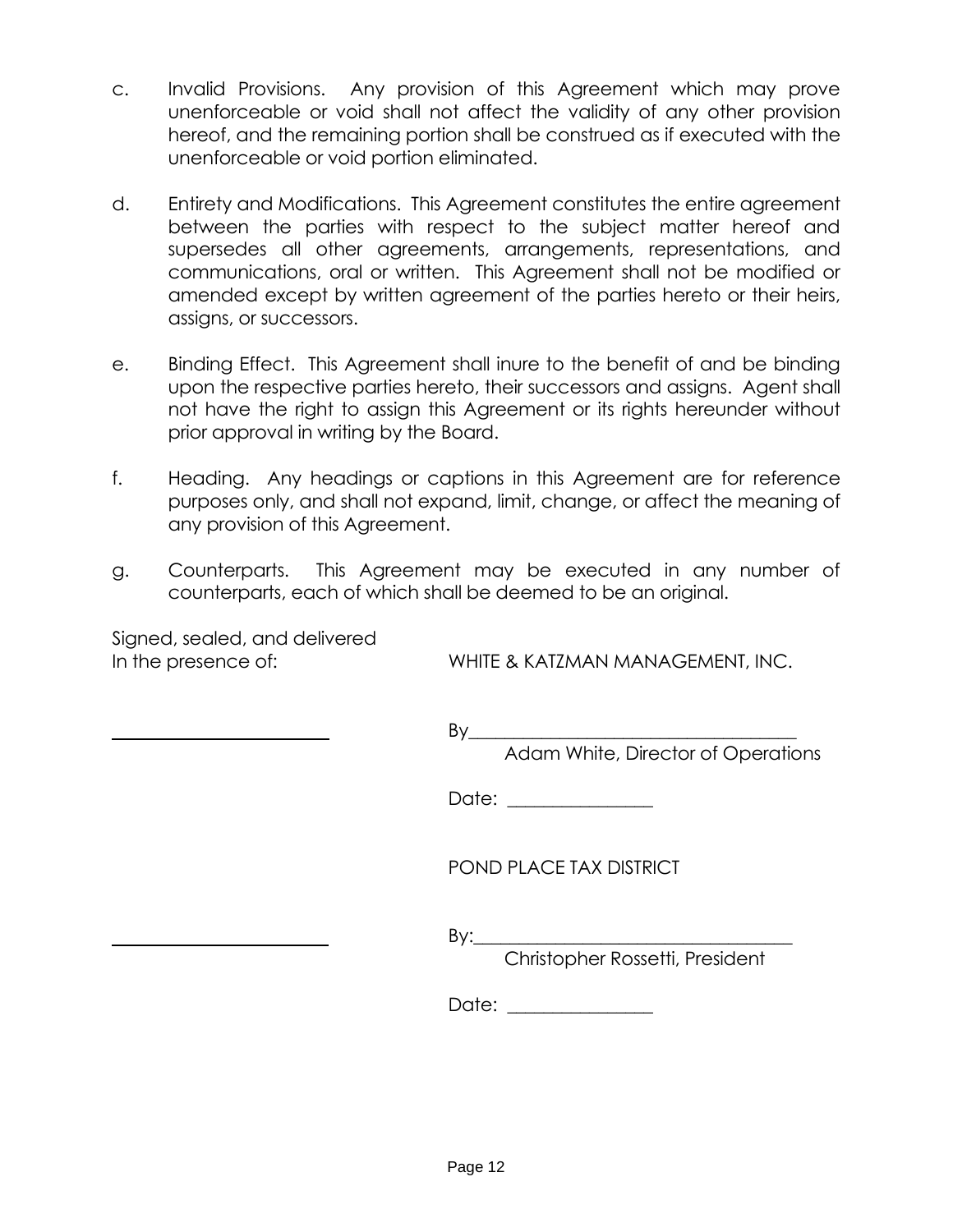c. Invalid Provisions. Any provision of this Agreement which may prove unenforceable or void shall not affect the validity of any other provision hereof, and the remaining portion shall be construed as if executed with the unenforceable or void portion eliminated.

d. Entirety and Modifications. This Agreement constitutes the entire agreement between the parties with respect to the subject matter hereof and supersedes all other agreements, arrangements, representations, and communications, oral or written. This Agreement shall not be modified or amended except by written agreement of the parties hereto or their heirs, assigns, or successors.

e. Binding Effect. This Agreement shall inure to the benefit of and be binding upon the respective parties hereto, their successors and assigns. Agent shall not have the right to assign this Agreement or its rights hereunder without prior approval in writing by the Board.

f. Heading. Any headings or captions in this Agreement are for reference purposes only, and shall not expand, limit, change, or affect the meaning of any provision of this Agreement.

g. Counterparts. This Agreement may be executed in any number of counterparts, each of which shall be deemed to be an original.

Signed, sealed, and delivered
In the presence of:

WHITE & KATZMAN MANAGEMENT, INC.

______________________

By______________________________
Adam White, Director of Operations

Date: ______________

POND PLACE TAX DISTRICT

______________________

By:______________________________
Christopher Rossetti, President

Date: ______________